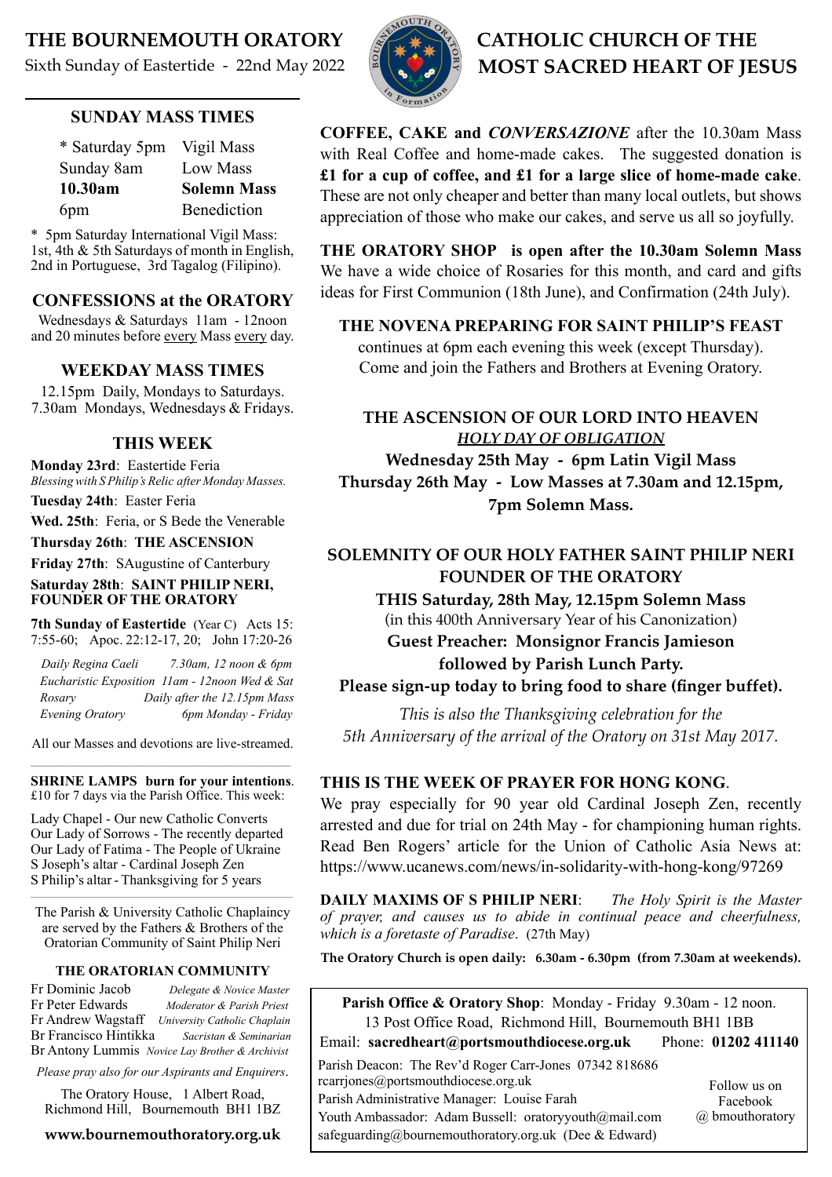# THE BOURNEMOUTH ORATORY

Sixth Sunday of Eastertide - 22nd May 2022

# CATHOLIC CHURCH OF THE MOST SACRED HEART OF JESUS

## SUNDAY MASS TIMES

| | |
|---|---|
| * Saturday 5pm | Vigil Mass |
| Sunday 8am | Low Mass |
| **10.30am** | **Solemn Mass** |
| 6pm | Benediction |

* 5pm Saturday International Vigil Mass: 1st, 4th & 5th Saturdays of month in English, 2nd in Portuguese, 3rd Tagalog (Filipino).

## CONFESSIONS at the ORATORY

Wednesdays & Saturdays 11am - 12noon and 20 minutes before every Mass every day.

## WEEKDAY MASS TIMES

12.15pm Daily, Mondays to Saturdays.
7.30am Mondays, Wednesdays & Fridays.

## THIS WEEK

**Monday 23rd**: Eastertide Feria
*Blessing with S Philip's Relic after Monday Masses.*

**Tuesday 24th**: Easter Feria

**Wed. 25th**: Feria, or S Bede the Venerable

**Thursday 26th**: **THE ASCENSION**

**Friday 27th**: SAugustine of Canterbury

**Saturday 28th**: **SAINT PHILIP NERI, FOUNDER OF THE ORATORY**

**7th Sunday of Eastertide** (Year C) Acts 15: 7:55-60; Apoc. 22:12-17, 20; John 17:20-26

| | |
|---|---|
| *Daily Regina Caeli* | *7.30am, 12 noon & 6pm* |
| *Eucharistic Exposition* | *11am - 12noon Wed & Sat* |
| *Rosary* | *Daily after the 12.15pm Mass* |
| *Evening Oratory* | *6pm Monday - Friday* |

All our Masses and devotions are live-streamed.

**SHRINE LAMPS burn for your intentions**. £10 for 7 days via the Parish Office. This week:

Lady Chapel - Our new Catholic Converts
Our Lady of Sorrows - The recently departed
Our Lady of Fatima - The People of Ukraine
S Joseph's altar - Cardinal Joseph Zen
S Philip's altar - Thanksgiving for 5 years

The Parish & University Catholic Chaplaincy are served by the Fathers & Brothers of the Oratorian Community of Saint Philip Neri

### THE ORATORIAN COMMUNITY

| | |
|---|---|
| Fr Dominic Jacob | *Delegate & Novice Master* |
| Fr Peter Edwards | *Moderator & Parish Priest* |
| Fr Andrew Wagstaff | *University Catholic Chaplain* |
| Br Francisco Hintikka | *Sacristan & Seminarian* |
| Br Antony Lummis | *Novice Lay Brother & Archivist* |

*Please pray also for our Aspirants and Enquirers.*

The Oratory House, 1 Albert Road, Richmond Hill, Bournemouth BH1 1BZ

**www.bournemouthoratory.org.uk**

**COFFEE, CAKE and *CONVERSAZIONE*** after the 10.30am Mass with Real Coffee and home-made cakes. The suggested donation is **£1 for a cup of coffee, and £1 for a large slice of home-made cake**. These are not only cheaper and better than many local outlets, but shows appreciation of those who make our cakes, and serve us all so joyfully.

**THE ORATORY SHOP is open after the 10.30am Solemn Mass** We have a wide choice of Rosaries for this month, and card and gifts ideas for First Communion (18th June), and Confirmation (24th July).

**THE NOVENA PREPARING FOR SAINT PHILIP'S FEAST**
continues at 6pm each evening this week (except Thursday). Come and join the Fathers and Brothers at Evening Oratory.

## THE ASCENSION OF OUR LORD INTO HEAVEN

*HOLY DAY OF OBLIGATION*

**Wednesday 25th May - 6pm Latin Vigil Mass**
**Thursday 26th May - Low Masses at 7.30am and 12.15pm, 7pm Solemn Mass.**

## SOLEMNITY OF OUR HOLY FATHER SAINT PHILIP NERI FOUNDER OF THE ORATORY

**THIS Saturday, 28th May, 12.15pm Solemn Mass**
(in this 400th Anniversary Year of his Canonization)
**Guest Preacher: Monsignor Francis Jamieson**
**followed by Parish Lunch Party.**
**Please sign-up today to bring food to share (finger buffet).**

*This is also the Thanksgiving celebration for the 5th Anniversary of the arrival of the Oratory on 31st May 2017.*

**THIS IS THE WEEK OF PRAYER FOR HONG KONG**.
We pray especially for 90 year old Cardinal Joseph Zen, recently arrested and due for trial on 24th May - for championing human rights. Read Ben Rogers' article for the Union of Catholic Asia News at: https://www.ucanews.com/news/in-solidarity-with-hong-kong/97269

**DAILY MAXIMS OF S PHILIP NERI**: *The Holy Spirit is the Master of prayer, and causes us to abide in continual peace and cheerfulness, which is a foretaste of Paradise*. (27th May)

**The Oratory Church is open daily: 6.30am - 6.30pm (from 7.30am at weekends).**

**Parish Office & Oratory Shop**: Monday - Friday 9.30am - 12 noon.
13 Post Office Road, Richmond Hill, Bournemouth BH1 1BB
Email: **sacredheart@portsmouthdiocese.org.uk** Phone: **01202 411140**

Parish Deacon: The Rev'd Roger Carr-Jones 07342 818686
rcarrjones@portsmouthdiocese.org.uk
Parish Administrative Manager: Louise Farah
Youth Ambassador: Adam Bussell: oratoryyouth@mail.com
safeguarding@bournemouthoratory.org.uk (Dee & Edward)

Follow us on Facebook @ bmouthoratory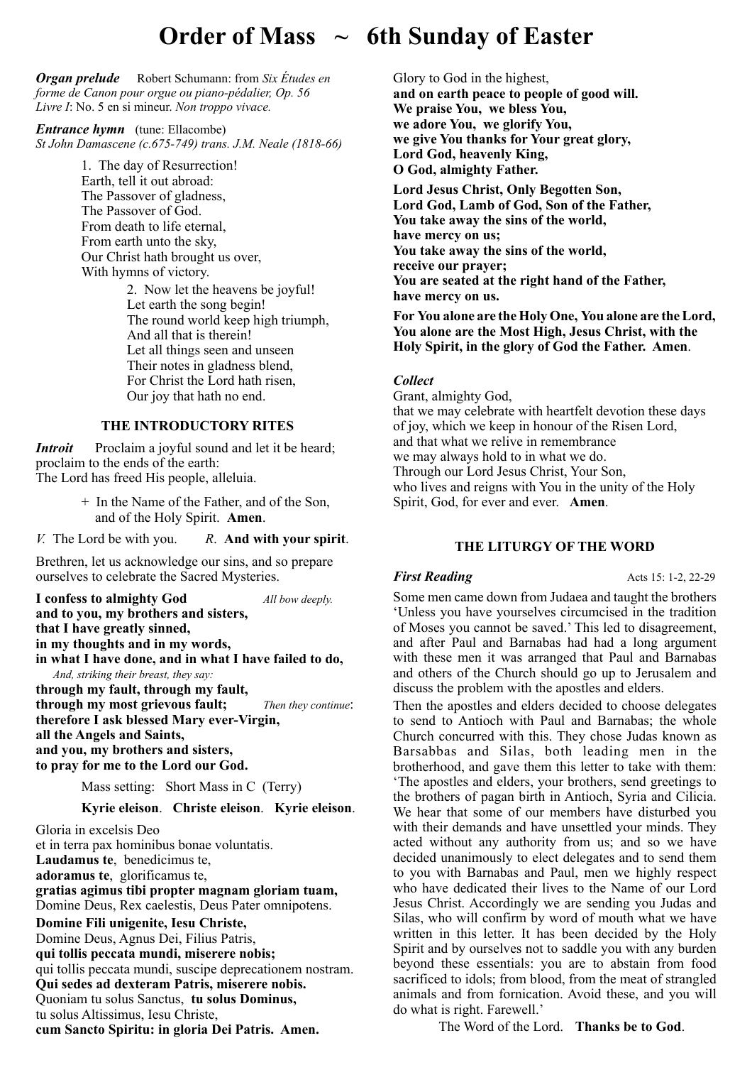# Order of Mass ~ 6th Sunday of Easter

***Organ prelude*** Robert Schumann: from *Six Études en forme de Canon pour orgue ou piano-pédalier, Op. 56 Livre I*: No. 5 en si mineur. *Non troppo vivace.*

***Entrance hymn*** (tune: Ellacombe)
*St John Damascene (c.675-749) trans. J.M. Neale (1818-66)*

1. The day of Resurrection!
Earth, tell it out abroad:
The Passover of gladness,
The Passover of God.
From death to life eternal,
From earth unto the sky,
Our Christ hath brought us over,
With hymns of victory.

2. Now let the heavens be joyful!
Let earth the song begin!
The round world keep high triumph,
And all that is therein!
Let all things seen and unseen
Their notes in gladness blend,
For Christ the Lord hath risen,
Our joy that hath no end.

## THE INTRODUCTORY RITES

***Introit*** Proclaim a joyful sound and let it be heard; proclaim to the ends of the earth:
The Lord has freed His people, alleluia.

+ In the Name of the Father, and of the Son, and of the Holy Spirit. **Amen**.

*V.* The Lord be with you. *R*. **And with your spirit**.

Brethren, let us acknowledge our sins, and so prepare ourselves to celebrate the Sacred Mysteries.

**I confess to almighty God** *All bow deeply.*
**and to you, my brothers and sisters,**
**that I have greatly sinned,**
**in my thoughts and in my words,**
**in what I have done, and in what I have failed to do,**
*And, striking their breast, they say:*
**through my fault, through my fault,**
**through my most grievous fault;** *Then they continue*:
**therefore I ask blessed Mary ever-Virgin,**
**all the Angels and Saints,**
**and you, my brothers and sisters,**
**to pray for me to the Lord our God.**

Mass setting: Short Mass in C (Terry)

**Kyrie eleison**. **Christe eleison**. **Kyrie eleison**.

Gloria in excelsis Deo
et in terra pax hominibus bonae voluntatis.
**Laudamus te**, benedicimus te,
**adoramus te**, glorificamus te,
**gratias agimus tibi propter magnam gloriam tuam,**
Domine Deus, Rex caelestis, Deus Pater omnipotens.

**Domine Fili unigenite, Iesu Christe,**
Domine Deus, Agnus Dei, Filius Patris,
**qui tollis peccata mundi, miserere nobis;**
qui tollis peccata mundi, suscipe deprecationem nostram.
**Qui sedes ad dexteram Patris, miserere nobis.**
Quoniam tu solus Sanctus, **tu solus Dominus,**
tu solus Altissimus, Iesu Christe,
**cum Sancto Spiritu: in gloria Dei Patris. Amen.**

Glory to God in the highest,
**and on earth peace to people of good will.**
**We praise You, we bless You,**
**we adore You, we glorify You,**
**we give You thanks for Your great glory,**
**Lord God, heavenly King,**
**O God, almighty Father.**

**Lord Jesus Christ, Only Begotten Son,**
**Lord God, Lamb of God, Son of the Father,**
**You take away the sins of the world,**
**have mercy on us;**
**You take away the sins of the world,**
**receive our prayer;**
**You are seated at the right hand of the Father,**
**have mercy on us.**

**For You alone are the Holy One, You alone are the Lord, You alone are the Most High, Jesus Christ, with the Holy Spirit, in the glory of God the Father. Amen**.

***Collect***
Grant, almighty God,
that we may celebrate with heartfelt devotion these days of joy, which we keep in honour of the Risen Lord,
and that what we relive in remembrance
we may always hold to in what we do.
Through our Lord Jesus Christ, Your Son,
who lives and reigns with You in the unity of the Holy Spirit, God, for ever and ever. **Amen**.

## THE LITURGY OF THE WORD

***First Reading*** Acts 15: 1-2, 22-29

Some men came down from Judaea and taught the brothers 'Unless you have yourselves circumcised in the tradition of Moses you cannot be saved.' This led to disagreement, and after Paul and Barnabas had had a long argument with these men it was arranged that Paul and Barnabas and others of the Church should go up to Jerusalem and discuss the problem with the apostles and elders.

Then the apostles and elders decided to choose delegates to send to Antioch with Paul and Barnabas; the whole Church concurred with this. They chose Judas known as Barsabbas and Silas, both leading men in the brotherhood, and gave them this letter to take with them: 'The apostles and elders, your brothers, send greetings to the brothers of pagan birth in Antioch, Syria and Cilicia. We hear that some of our members have disturbed you with their demands and have unsettled your minds. They acted without any authority from us; and so we have decided unanimously to elect delegates and to send them to you with Barnabas and Paul, men we highly respect who have dedicated their lives to the Name of our Lord Jesus Christ. Accordingly we are sending you Judas and Silas, who will confirm by word of mouth what we have written in this letter. It has been decided by the Holy Spirit and by ourselves not to saddle you with any burden beyond these essentials: you are to abstain from food sacrificed to idols; from blood, from the meat of strangled animals and from fornication. Avoid these, and you will do what is right. Farewell.'

The Word of the Lord. **Thanks be to God**.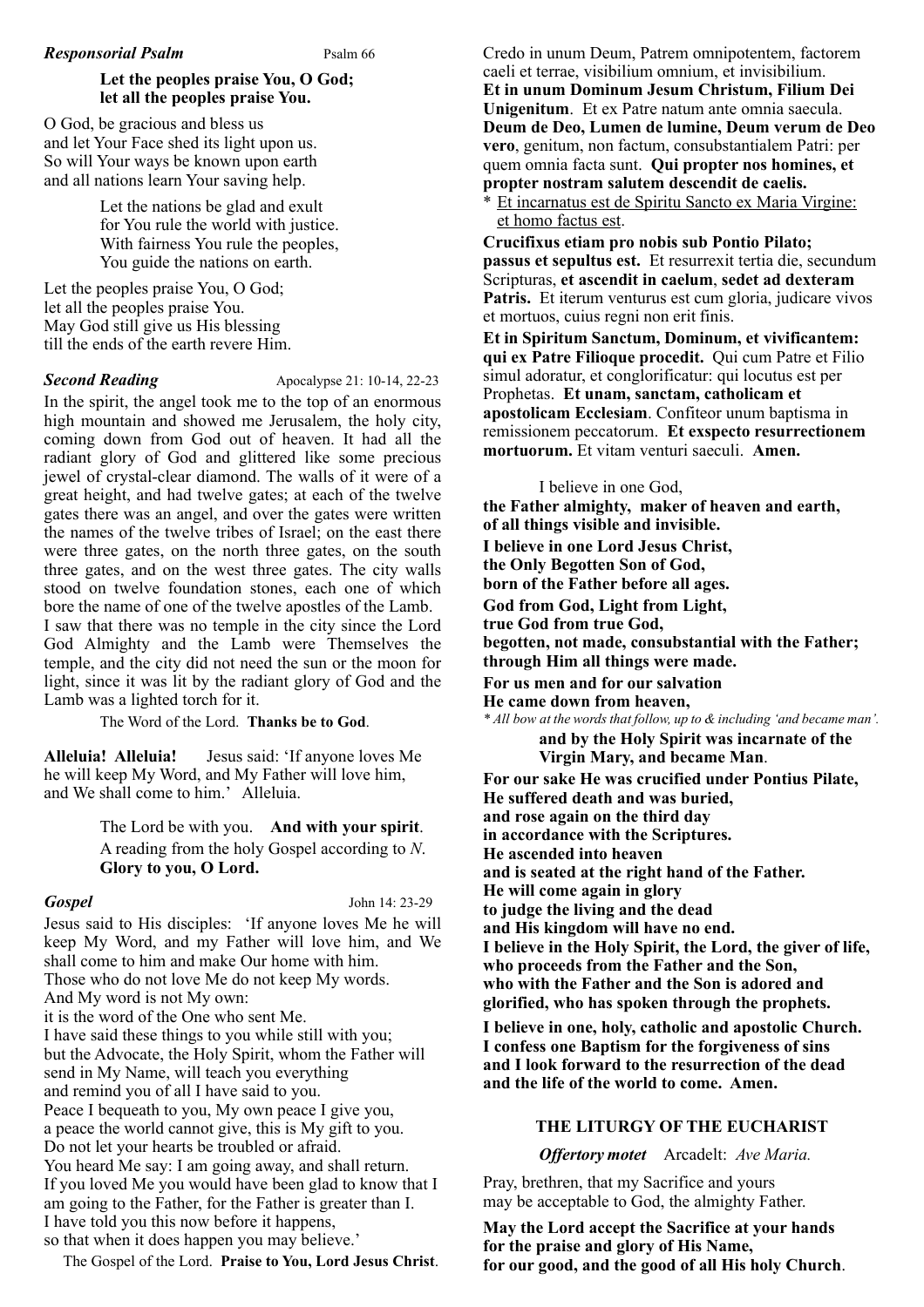***Responsorial Psalm*** Psalm 66

**Let the peoples praise You, O God;**
**let all the peoples praise You.**

O God, be gracious and bless us
and let Your Face shed its light upon us.
So will Your ways be known upon earth
and all nations learn Your saving help.

Let the nations be glad and exult
for You rule the world with justice.
With fairness You rule the peoples,
You guide the nations on earth.

Let the peoples praise You, O God;
let all the peoples praise You.
May God still give us His blessing
till the ends of the earth revere Him.

***Second Reading*** Apocalypse 21: 10-14, 22-23

In the spirit, the angel took me to the top of an enormous high mountain and showed me Jerusalem, the holy city, coming down from God out of heaven. It had all the radiant glory of God and glittered like some precious jewel of crystal-clear diamond. The walls of it were of a great height, and had twelve gates; at each of the twelve gates there was an angel, and over the gates were written the names of the twelve tribes of Israel; on the east there were three gates, on the north three gates, on the south three gates, and on the west three gates. The city walls stood on twelve foundation stones, each one of which bore the name of one of the twelve apostles of the Lamb. I saw that there was no temple in the city since the Lord God Almighty and the Lamb were Themselves the temple, and the city did not need the sun or the moon for light, since it was lit by the radiant glory of God and the Lamb was a lighted torch for it.

The Word of the Lord. **Thanks be to God**.

**Alleluia! Alleluia!** Jesus said: 'If anyone loves Me he will keep My Word, and My Father will love him, and We shall come to him.' Alleluia.

The Lord be with you. **And with your spirit**.
A reading from the holy Gospel according to *N*.
**Glory to you, O Lord.**

***Gospel*** John 14: 23-29

Jesus said to His disciples: 'If anyone loves Me he will keep My Word, and my Father will love him, and We shall come to him and make Our home with him.
Those who do not love Me do not keep My words.
And My word is not My own:
it is the word of the One who sent Me.
I have said these things to you while still with you;
but the Advocate, the Holy Spirit, whom the Father will send in My Name, will teach you everything
and remind you of all I have said to you.
Peace I bequeath to you, My own peace I give you,
a peace the world cannot give, this is My gift to you.
Do not let your hearts be troubled or afraid.
You heard Me say: I am going away, and shall return.
If you loved Me you would have been glad to know that I am going to the Father, for the Father is greater than I.
I have told you this now before it happens,
so that when it does happen you may believe.'

The Gospel of the Lord. **Praise to You, Lord Jesus Christ**.

Credo in unum Deum, Patrem omnipotentem, factorem caeli et terrae, visibilium omnium, et invisibilium. **Et in unum Dominum Jesum Christum, Filium Dei Unigenitum**. Et ex Patre natum ante omnia saecula. **Deum de Deo, Lumen de lumine, Deum verum de Deo vero**, genitum, non factum, consubstantialem Patri: per quem omnia facta sunt. **Qui propter nos homines, et propter nostram salutem descendit de caelis.**
\* Et incarnatus est de Spiritu Sancto ex Maria Virgine: et homo factus est.
**Crucifixus etiam pro nobis sub Pontio Pilato; passus et sepultus est.** Et resurrexit tertia die, secundum Scripturas, **et ascendit in caelum**, **sedet ad dexteram Patris.** Et iterum venturus est cum gloria, judicare vivos et mortuos, cuius regni non erit finis.
**Et in Spiritum Sanctum, Dominum, et vivificantem: qui ex Patre Filioque procedit.** Qui cum Patre et Filio simul adoratur, et conglorificatur: qui locutus est per Prophetas. **Et unam, sanctam, catholicam et apostolicam Ecclesiam**. Confiteor unum baptisma in remissionem peccatorum. **Et exspecto resurrectionem mortuorum.** Et vitam venturi saeculi. **Amen.**

I believe in one God,
**the Father almighty, maker of heaven and earth,**
**of all things visible and invisible.**
**I believe in one Lord Jesus Christ,**
**the Only Begotten Son of God,**
**born of the Father before all ages.**
**God from God, Light from Light,**
**true God from true God,**
**begotten, not made, consubstantial with the Father;**
**through Him all things were made.**
**For us men and for our salvation**
**He came down from heaven,**
*\* All bow at the words that follow, up to & including 'and became man'.*
**and by the Holy Spirit was incarnate of the Virgin Mary, and became Man**.
**For our sake He was crucified under Pontius Pilate,**
**He suffered death and was buried,**
**and rose again on the third day**
**in accordance with the Scriptures.**
**He ascended into heaven**
**and is seated at the right hand of the Father.**
**He will come again in glory**
**to judge the living and the dead**
**and His kingdom will have no end.**
**I believe in the Holy Spirit, the Lord, the giver of life,**
**who proceeds from the Father and the Son,**
**who with the Father and the Son is adored and glorified, who has spoken through the prophets.**
**I believe in one, holy, catholic and apostolic Church.**
**I confess one Baptism for the forgiveness of sins**
**and I look forward to the resurrection of the dead**
**and the life of the world to come. Amen.**

## THE LITURGY OF THE EUCHARIST

***Offertory motet*** Arcadelt: *Ave Maria.*

Pray, brethren, that my Sacrifice and yours
may be acceptable to God, the almighty Father.

**May the Lord accept the Sacrifice at your hands**
**for the praise and glory of His Name,**
**for our good, and the good of all His holy Church**.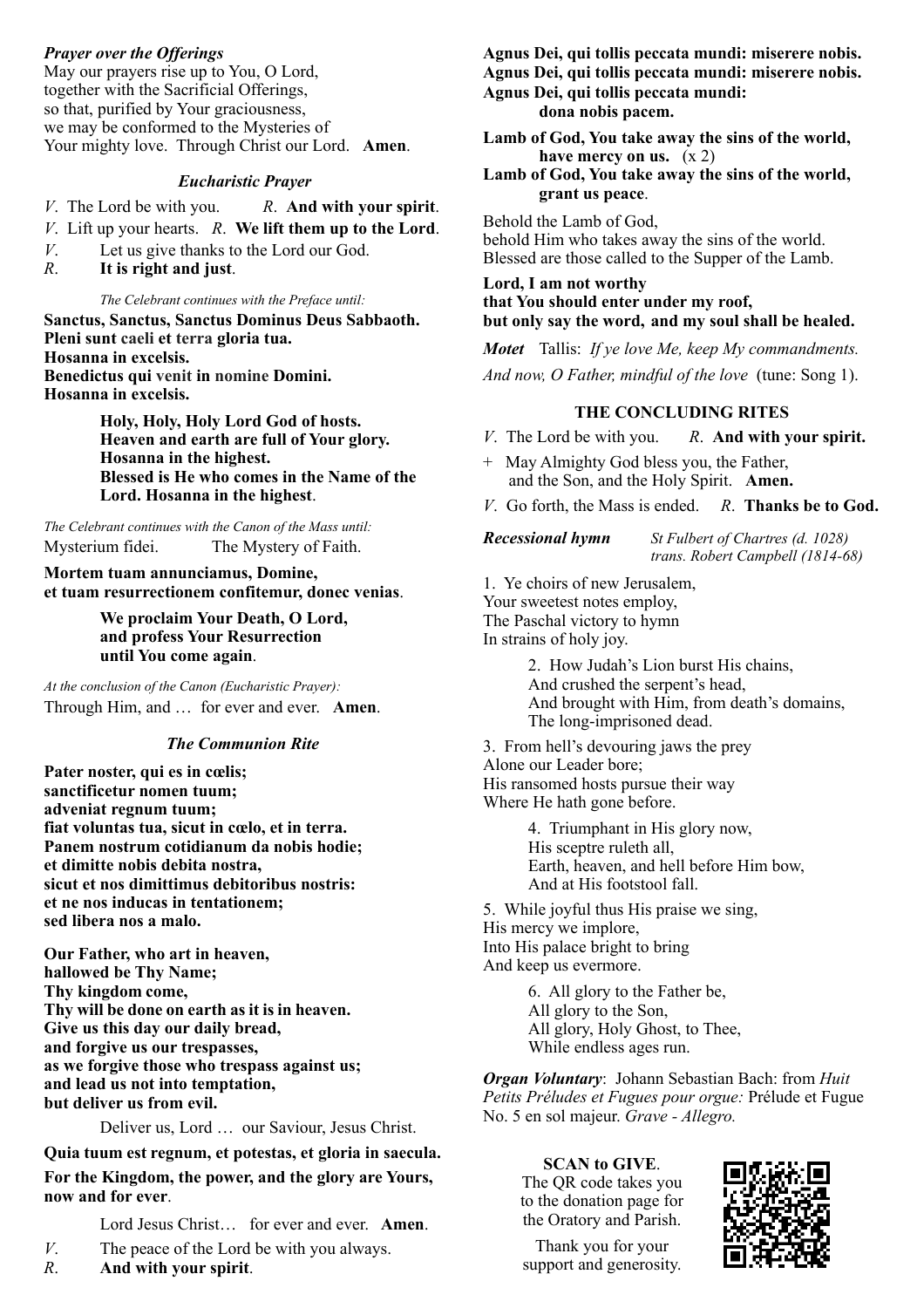***Prayer over the Offerings***
May our prayers rise up to You, O Lord,
together with the Sacrificial Offerings,
so that, purified by Your graciousness,
we may be conformed to the Mysteries of
Your mighty love. Through Christ our Lord. **Amen**.

### *Eucharistic Prayer*

*V*. The Lord be with you. *R*. **And with your spirit**.
*V*. Lift up your hearts. *R*. **We lift them up to the Lord**.
*V*. Let us give thanks to the Lord our God.
*R*. **It is right and just**.

*The Celebrant continues with the Preface until:*

**Sanctus, Sanctus, Sanctus Dominus Deus Sabbaoth.
Pleni sunt caeli et terra gloria tua.
Hosanna in excelsis.
Benedictus qui venit in nomine Domini.
Hosanna in excelsis.**

**Holy, Holy, Holy Lord God of hosts.
Heaven and earth are full of Your glory.
Hosanna in the highest.
Blessed is He who comes in the Name of the Lord. Hosanna in the highest**.

*The Celebrant continues with the Canon of the Mass until:*
Mysterium fidei. The Mystery of Faith.

**Mortem tuam annunciamus, Domine,
et tuam resurrectionem confitemur, donec venias**.

**We proclaim Your Death, O Lord,
and profess Your Resurrection
until You come again**.

*At the conclusion of the Canon (Eucharistic Prayer):*
Through Him, and … for ever and ever. **Amen**.

### *The Communion Rite*

**Pater noster, qui es in cœlis;
sanctificetur nomen tuum;
adveniat regnum tuum;
fiat voluntas tua, sicut in cœlo, et in terra.
Panem nostrum cotidianum da nobis hodie;
et dimitte nobis debita nostra,
sicut et nos dimittimus debitoribus nostris:
et ne nos inducas in tentationem;
sed libera nos a malo.**

**Our Father, who art in heaven,
hallowed be Thy Name;
Thy kingdom come,
Thy will be done on earth as it is in heaven.
Give us this day our daily bread,
and forgive us our trespasses,
as we forgive those who trespass against us;
and lead us not into temptation,
but deliver us from evil.**

Deliver us, Lord … our Saviour, Jesus Christ.

**Quia tuum est regnum, et potestas, et gloria in saecula.**

**For the Kingdom, the power, and the glory are Yours, now and for ever**.

Lord Jesus Christ… for ever and ever. **Amen**.

*V*. The peace of the Lord be with you always.
*R*. **And with your spirit**.

**Agnus Dei, qui tollis peccata mundi: miserere nobis.
Agnus Dei, qui tollis peccata mundi: miserere nobis.
Agnus Dei, qui tollis peccata mundi:
dona nobis pacem.**

**Lamb of God, You take away the sins of the world,
have mercy on us.** (x 2)
**Lamb of God, You take away the sins of the world,
grant us peace**.

Behold the Lamb of God,
behold Him who takes away the sins of the world.
Blessed are those called to the Supper of the Lamb.

**Lord, I am not worthy
that You should enter under my roof,
but only say the word, and my soul shall be healed.**

***Motet*** Tallis: *If ye love Me, keep My commandments.*

*And now, O Father, mindful of the love* (tune: Song 1).

### THE CONCLUDING RITES

*V*. The Lord be with you. *R*. **And with your spirit.**

\+ May Almighty God bless you, the Father,
and the Son, and the Holy Spirit. **Amen.**

*V*. Go forth, the Mass is ended. *R*. **Thanks be to God.**

***Recessional hymn*** *St Fulbert of Chartres (d. 1028)
trans. Robert Campbell (1814-68)*

1. Ye choirs of new Jerusalem,
Your sweetest notes employ,
The Paschal victory to hymn
In strains of holy joy.

2. How Judah's Lion burst His chains,
And crushed the serpent's head,
And brought with Him, from death's domains,
The long-imprisoned dead.

3. From hell's devouring jaws the prey
Alone our Leader bore;
His ransomed hosts pursue their way
Where He hath gone before.

4. Triumphant in His glory now,
His sceptre ruleth all,
Earth, heaven, and hell before Him bow,
And at His footstool fall.

5. While joyful thus His praise we sing,
His mercy we implore,
Into His palace bright to bring
And keep us evermore.

6. All glory to the Father be,
All glory to the Son,
All glory, Holy Ghost, to Thee,
While endless ages run.

***Organ Voluntary***: Johann Sebastian Bach: from *Huit Petits Préludes et Fugues pour orgue:* Prélude et Fugue No. 5 en sol majeur. *Grave - Allegro.*

**SCAN to GIVE**.
The QR code takes you to the donation page for the Oratory and Parish.

Thank you for your support and generosity.